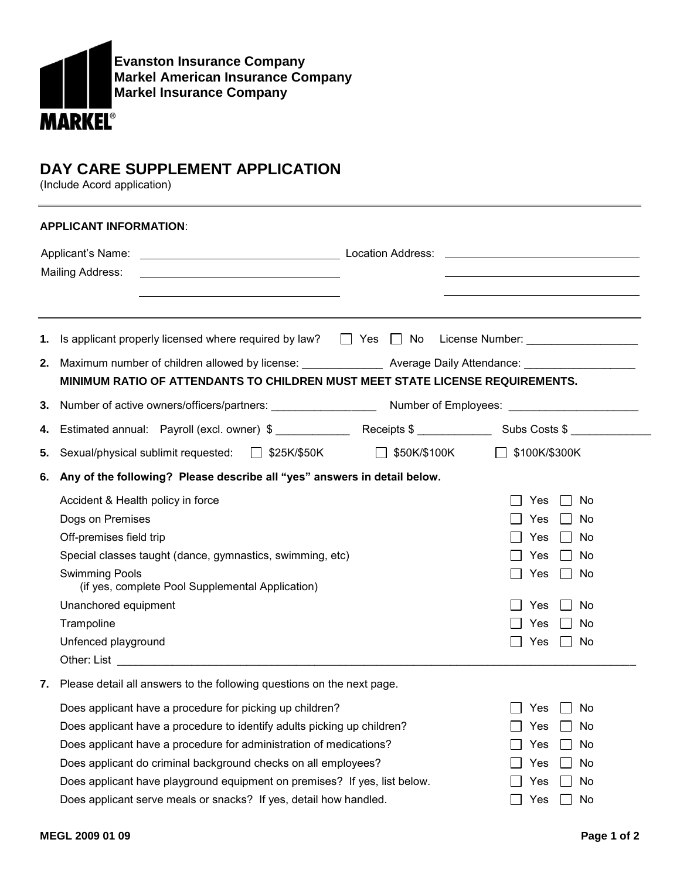**Evanston Insurance Company**
**Markel American Insurance Company**
**Markel Insurance Company**

**MARKEL®**

# DAY CARE SUPPLEMENT APPLICATION

(Include Acord application)

---

**APPLICANT INFORMATION**:

Applicant's Name: ______________________________ Location Address: ______________________________

Mailing Address: ______________________________ ______________________________

______________________________ ______________________________

---

**1.** Is applicant properly licensed where required by law? ☐ Yes ☐ No License Number: __________________

**2.** Maximum number of children allowed by license: _____________ Average Daily Attendance: __________________

**MINIMUM RATIO OF ATTENDANTS TO CHILDREN MUST MEET STATE LICENSE REQUIREMENTS.**

**3.** Number of active owners/officers/partners: _________________ Number of Employees: _____________________

**4.** Estimated annual: Payroll (excl. owner) $ ____________ Receipts $ ____________ Subs Costs $ _____________

**5.** Sexual/physical sublimit requested: ☐ $25K/$50K ☐ $50K/$100K ☐ $100K/$300K

**6.** **Any of the following? Please describe all "yes" answers in detail below.**

| | | |
|---|---|---|
| Accident & Health policy in force | ☐ Yes | ☐ No |
| Dogs on Premises | ☐ Yes | ☐ No |
| Off-premises field trip | ☐ Yes | ☐ No |
| Special classes taught (dance, gymnastics, swimming, etc) | ☐ Yes | ☐ No |
| Swimming Pools (if yes, complete Pool Supplemental Application) | ☐ Yes | ☐ No |
| Unanchored equipment | ☐ Yes | ☐ No |
| Trampoline | ☐ Yes | ☐ No |
| Unfenced playground | ☐ Yes | ☐ No |

Other: List ________________________________________________________________________________

**7.** Please detail all answers to the following questions on the next page.

| | | |
|---|---|---|
| Does applicant have a procedure for picking up children? | ☐ Yes | ☐ No |
| Does applicant have a procedure to identify adults picking up children? | ☐ Yes | ☐ No |
| Does applicant have a procedure for administration of medications? | ☐ Yes | ☐ No |
| Does applicant do criminal background checks on all employees? | ☐ Yes | ☐ No |
| Does applicant have playground equipment on premises? If yes, list below. | ☐ Yes | ☐ No |
| Does applicant serve meals or snacks? If yes, detail how handled. | ☐ Yes | ☐ No |

MEGL 2009 01 09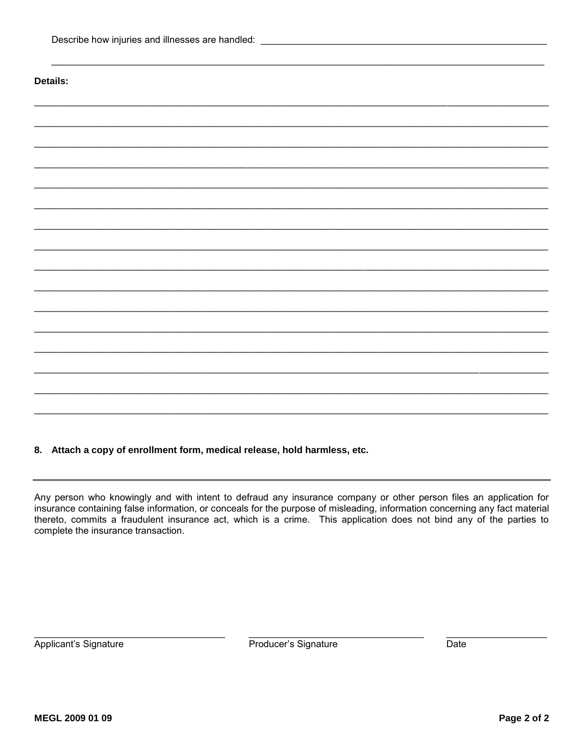Describe how injuries and illnesses are handled: ______________________________________________________

______________________________________________________________________________________________

**Details:**

______________________________________________________________________________________________

______________________________________________________________________________________________

______________________________________________________________________________________________

______________________________________________________________________________________________

______________________________________________________________________________________________

______________________________________________________________________________________________

______________________________________________________________________________________________

______________________________________________________________________________________________

______________________________________________________________________________________________

______________________________________________________________________________________________

______________________________________________________________________________________________

______________________________________________________________________________________________

______________________________________________________________________________________________

______________________________________________________________________________________________

______________________________________________________________________________________________

______________________________________________________________________________________________

**8. Attach a copy of enrollment form, medical release, hold harmless, etc.**

---

Any person who knowingly and with intent to defraud any insurance company or other person files an application for insurance containing false information, or conceals for the purpose of misleading, information concerning any fact material thereto, commits a fraudulent insurance act, which is a crime. This application does not bind any of the parties to complete the insurance transaction.

| | | |
|---|---|---|
| ____________________________ | ____________________________ | ________________ |
| Applicant's Signature | Producer's Signature | Date |

**MEGL 2009 01 09**